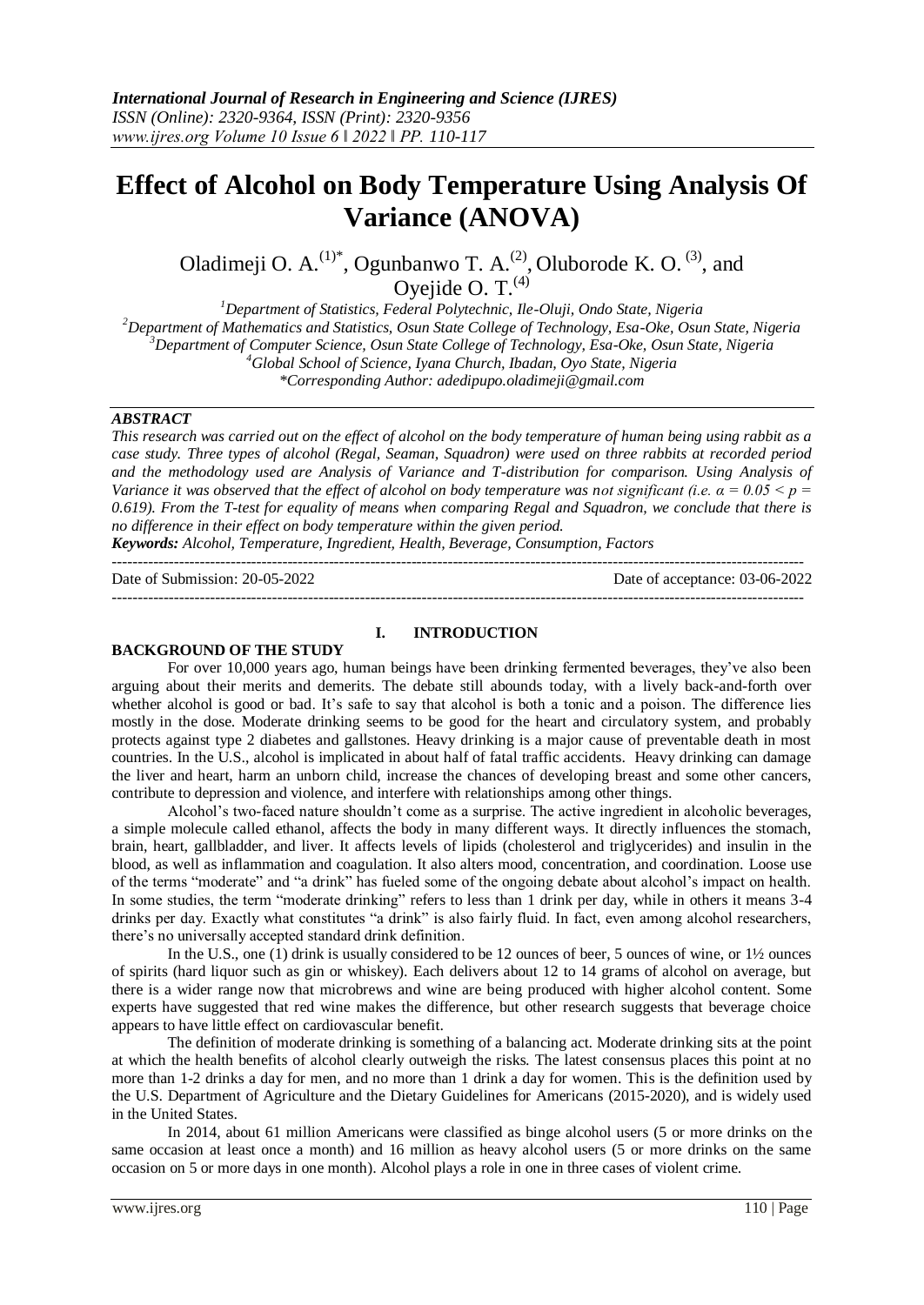*International Journal of Research in Engineering and Science (IJRES)*
*ISSN (Online): 2320-9364, ISSN (Print): 2320-9356*
*www.ijres.org Volume 10 Issue 6 ǁ 2022 ǁ PP. 110-117*

# Effect of Alcohol on Body Temperature Using Analysis Of Variance (ANOVA)

Oladimeji O. A.[(1)*], Ogunbanwo T. A.[(2)], Oluborode K. O. [(3)], and Oyejide O. T.[(4)]

[1]Department of Statistics, Federal Polytechnic, Ile-Oluji, Ondo State, Nigeria
[2]Department of Mathematics and Statistics, Osun State College of Technology, Esa-Oke, Osun State, Nigeria
[3]Department of Computer Science, Osun State College of Technology, Esa-Oke, Osun State, Nigeria
[4]Global School of Science, Iyana Church, Ibadan, Oyo State, Nigeria
*Corresponding Author: adedipupo.oladimeji@gmail.com

### ABSTRACT

*This research was carried out on the effect of alcohol on the body temperature of human being using rabbit as a case study. Three types of alcohol (Regal, Seaman, Squadron) were used on three rabbits at recorded period and the methodology used are Analysis of Variance and T-distribution for comparison. Using Analysis of Variance it was observed that the effect of alcohol on body temperature was not significant (i.e. $\alpha = 0.05 < p = 0.619$). From the T-test for equality of means when comparing Regal and Squadron, we conclude that there is no difference in their effect on body temperature within the given period.*

***Keywords:*** *Alcohol, Temperature, Ingredient, Health, Beverage, Consumption, Factors*

---

Date of Submission: 20-05-2022 Date of acceptance: 03-06-2022

---

## I. INTRODUCTION

### BACKGROUND OF THE STUDY

For over 10,000 years ago, human beings have been drinking fermented beverages, they've also been arguing about their merits and demerits. The debate still abounds today, with a lively back-and-forth over whether alcohol is good or bad. It's safe to say that alcohol is both a tonic and a poison. The difference lies mostly in the dose. Moderate drinking seems to be good for the heart and circulatory system, and probably protects against type 2 diabetes and gallstones. Heavy drinking is a major cause of preventable death in most countries. In the U.S., alcohol is implicated in about half of fatal traffic accidents. Heavy drinking can damage the liver and heart, harm an unborn child, increase the chances of developing breast and some other cancers, contribute to depression and violence, and interfere with relationships among other things.

Alcohol's two-faced nature shouldn't come as a surprise. The active ingredient in alcoholic beverages, a simple molecule called ethanol, affects the body in many different ways. It directly influences the stomach, brain, heart, gallbladder, and liver. It affects levels of lipids (cholesterol and triglycerides) and insulin in the blood, as well as inflammation and coagulation. It also alters mood, concentration, and coordination. Loose use of the terms "moderate" and "a drink" has fueled some of the ongoing debate about alcohol's impact on health. In some studies, the term "moderate drinking" refers to less than 1 drink per day, while in others it means 3-4 drinks per day. Exactly what constitutes "a drink" is also fairly fluid. In fact, even among alcohol researchers, there's no universally accepted standard drink definition.

In the U.S., one (1) drink is usually considered to be 12 ounces of beer, 5 ounces of wine, or 1½ ounces of spirits (hard liquor such as gin or whiskey). Each delivers about 12 to 14 grams of alcohol on average, but there is a wider range now that microbrews and wine are being produced with higher alcohol content. Some experts have suggested that red wine makes the difference, but other research suggests that beverage choice appears to have little effect on cardiovascular benefit.

The definition of moderate drinking is something of a balancing act. Moderate drinking sits at the point at which the health benefits of alcohol clearly outweigh the risks. The latest consensus places this point at no more than 1-2 drinks a day for men, and no more than 1 drink a day for women. This is the definition used by the U.S. Department of Agriculture and the Dietary Guidelines for Americans (2015-2020), and is widely used in the United States.

In 2014, about 61 million Americans were classified as binge alcohol users (5 or more drinks on the same occasion at least once a month) and 16 million as heavy alcohol users (5 or more drinks on the same occasion on 5 or more days in one month). Alcohol plays a role in one in three cases of violent crime.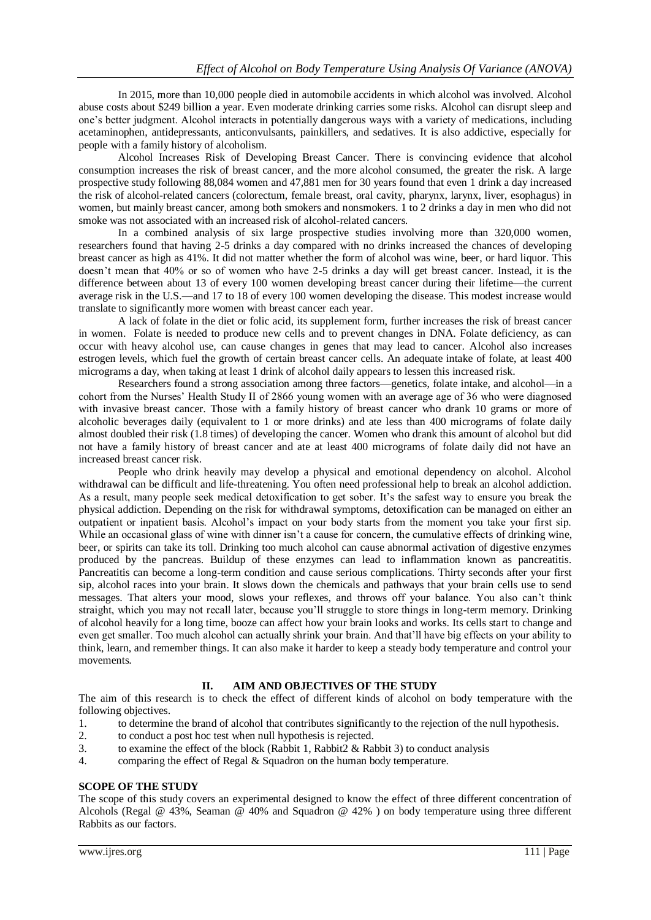In 2015, more than 10,000 people died in automobile accidents in which alcohol was involved. Alcohol abuse costs about $249 billion a year. Even moderate drinking carries some risks. Alcohol can disrupt sleep and one's better judgment. Alcohol interacts in potentially dangerous ways with a variety of medications, including acetaminophen, antidepressants, anticonvulsants, painkillers, and sedatives. It is also addictive, especially for people with a family history of alcoholism.

Alcohol Increases Risk of Developing Breast Cancer. There is convincing evidence that alcohol consumption increases the risk of breast cancer, and the more alcohol consumed, the greater the risk. A large prospective study following 88,084 women and 47,881 men for 30 years found that even 1 drink a day increased the risk of alcohol-related cancers (colorectum, female breast, oral cavity, pharynx, larynx, liver, esophagus) in women, but mainly breast cancer, among both smokers and nonsmokers. 1 to 2 drinks a day in men who did not smoke was not associated with an increased risk of alcohol-related cancers.

In a combined analysis of six large prospective studies involving more than 320,000 women, researchers found that having 2-5 drinks a day compared with no drinks increased the chances of developing breast cancer as high as 41%. It did not matter whether the form of alcohol was wine, beer, or hard liquor. This doesn't mean that 40% or so of women who have 2-5 drinks a day will get breast cancer. Instead, it is the difference between about 13 of every 100 women developing breast cancer during their lifetime—the current average risk in the U.S.—and 17 to 18 of every 100 women developing the disease. This modest increase would translate to significantly more women with breast cancer each year.

A lack of folate in the diet or folic acid, its supplement form, further increases the risk of breast cancer in women. Folate is needed to produce new cells and to prevent changes in DNA. Folate deficiency, as can occur with heavy alcohol use, can cause changes in genes that may lead to cancer. Alcohol also increases estrogen levels, which fuel the growth of certain breast cancer cells. An adequate intake of folate, at least 400 micrograms a day, when taking at least 1 drink of alcohol daily appears to lessen this increased risk.

Researchers found a strong association among three factors—genetics, folate intake, and alcohol—in a cohort from the Nurses' Health Study II of 2866 young women with an average age of 36 who were diagnosed with invasive breast cancer. Those with a family history of breast cancer who drank 10 grams or more of alcoholic beverages daily (equivalent to 1 or more drinks) and ate less than 400 micrograms of folate daily almost doubled their risk (1.8 times) of developing the cancer. Women who drank this amount of alcohol but did not have a family history of breast cancer and ate at least 400 micrograms of folate daily did not have an increased breast cancer risk.

People who drink heavily may develop a physical and emotional dependency on alcohol. Alcohol withdrawal can be difficult and life-threatening. You often need professional help to break an alcohol addiction. As a result, many people seek medical detoxification to get sober. It's the safest way to ensure you break the physical addiction. Depending on the risk for withdrawal symptoms, detoxification can be managed on either an outpatient or inpatient basis. Alcohol's impact on your body starts from the moment you take your first sip. While an occasional glass of wine with dinner isn't a cause for concern, the cumulative effects of drinking wine, beer, or spirits can take its toll. Drinking too much alcohol can cause abnormal activation of digestive enzymes produced by the pancreas. Buildup of these enzymes can lead to inflammation known as pancreatitis. Pancreatitis can become a long-term condition and cause serious complications. Thirty seconds after your first sip, alcohol races into your brain. It slows down the chemicals and pathways that your brain cells use to send messages. That alters your mood, slows your reflexes, and throws off your balance. You also can't think straight, which you may not recall later, because you'll struggle to store things in long-term memory. Drinking of alcohol heavily for a long time, booze can affect how your brain looks and works. Its cells start to change and even get smaller. Too much alcohol can actually shrink your brain. And that'll have big effects on your ability to think, learn, and remember things. It can also make it harder to keep a steady body temperature and control your movements.

## II. AIM AND OBJECTIVES OF THE STUDY

The aim of this research is to check the effect of different kinds of alcohol on body temperature with the following objectives.

1. to determine the brand of alcohol that contributes significantly to the rejection of the null hypothesis.
2. to conduct a post hoc test when null hypothesis is rejected.
3. to examine the effect of the block (Rabbit 1, Rabbit2 & Rabbit 3) to conduct analysis
4. comparing the effect of Regal & Squadron on the human body temperature.

### SCOPE OF THE STUDY

The scope of this study covers an experimental designed to know the effect of three different concentration of Alcohols (Regal @ 43%, Seaman @ 40% and Squadron @ 42% ) on body temperature using three different Rabbits as our factors.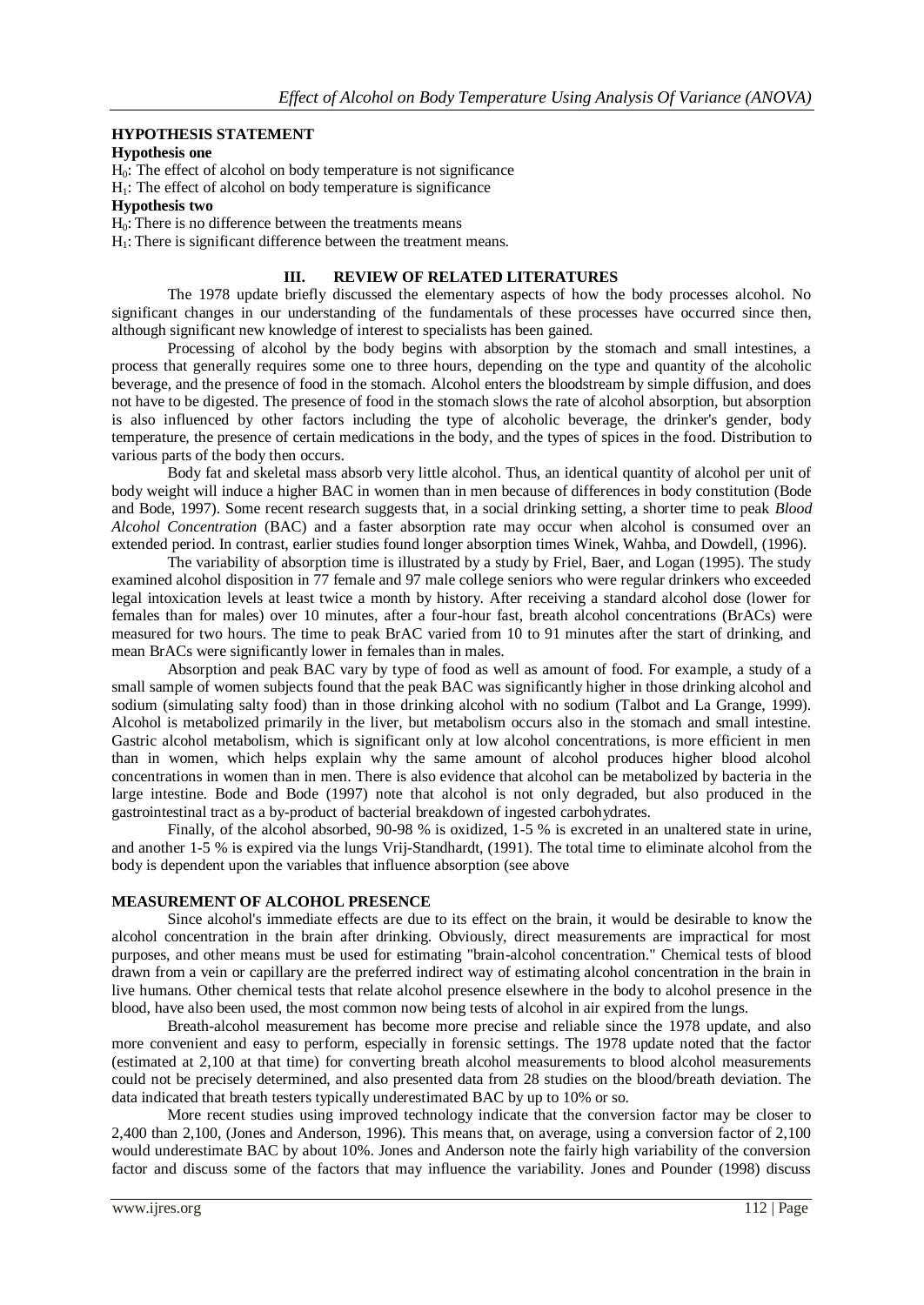**HYPOTHESIS STATEMENT**

**Hypothesis one**

$H_0$: The effect of alcohol on body temperature is not significance

$H_1$: The effect of alcohol on body temperature is significance

**Hypothesis two**

$H_0$: There is no difference between the treatments means

$H_1$: There is significant difference between the treatment means.

## III. REVIEW OF RELATED LITERATURES

The 1978 update briefly discussed the elementary aspects of how the body processes alcohol. No significant changes in our understanding of the fundamentals of these processes have occurred since then, although significant new knowledge of interest to specialists has been gained.

Processing of alcohol by the body begins with absorption by the stomach and small intestines, a process that generally requires some one to three hours, depending on the type and quantity of the alcoholic beverage, and the presence of food in the stomach. Alcohol enters the bloodstream by simple diffusion, and does not have to be digested. The presence of food in the stomach slows the rate of alcohol absorption, but absorption is also influenced by other factors including the type of alcoholic beverage, the drinker's gender, body temperature, the presence of certain medications in the body, and the types of spices in the food. Distribution to various parts of the body then occurs.

Body fat and skeletal mass absorb very little alcohol. Thus, an identical quantity of alcohol per unit of body weight will induce a higher BAC in women than in men because of differences in body constitution (Bode and Bode, 1997). Some recent research suggests that, in a social drinking setting, a shorter time to peak *Blood Alcohol Concentration* (BAC) and a faster absorption rate may occur when alcohol is consumed over an extended period. In contrast, earlier studies found longer absorption times Winek, Wahba, and Dowdell, (1996).

The variability of absorption time is illustrated by a study by Friel, Baer, and Logan (1995). The study examined alcohol disposition in 77 female and 97 male college seniors who were regular drinkers who exceeded legal intoxication levels at least twice a month by history. After receiving a standard alcohol dose (lower for females than for males) over 10 minutes, after a four-hour fast, breath alcohol concentrations (BrACs) were measured for two hours. The time to peak BrAC varied from 10 to 91 minutes after the start of drinking, and mean BrACs were significantly lower in females than in males.

Absorption and peak BAC vary by type of food as well as amount of food. For example, a study of a small sample of women subjects found that the peak BAC was significantly higher in those drinking alcohol and sodium (simulating salty food) than in those drinking alcohol with no sodium (Talbot and La Grange, 1999). Alcohol is metabolized primarily in the liver, but metabolism occurs also in the stomach and small intestine. Gastric alcohol metabolism, which is significant only at low alcohol concentrations, is more efficient in men than in women, which helps explain why the same amount of alcohol produces higher blood alcohol concentrations in women than in men. There is also evidence that alcohol can be metabolized by bacteria in the large intestine. Bode and Bode (1997) note that alcohol is not only degraded, but also produced in the gastrointestinal tract as a by-product of bacterial breakdown of ingested carbohydrates.

Finally, of the alcohol absorbed, 90-98 % is oxidized, 1-5 % is excreted in an unaltered state in urine, and another 1-5 % is expired via the lungs Vrij-Standhardt, (1991). The total time to eliminate alcohol from the body is dependent upon the variables that influence absorption (see above

**MEASUREMENT OF ALCOHOL PRESENCE**

Since alcohol's immediate effects are due to its effect on the brain, it would be desirable to know the alcohol concentration in the brain after drinking. Obviously, direct measurements are impractical for most purposes, and other means must be used for estimating "brain-alcohol concentration." Chemical tests of blood drawn from a vein or capillary are the preferred indirect way of estimating alcohol concentration in the brain in live humans. Other chemical tests that relate alcohol presence elsewhere in the body to alcohol presence in the blood, have also been used, the most common now being tests of alcohol in air expired from the lungs.

Breath-alcohol measurement has become more precise and reliable since the 1978 update, and also more convenient and easy to perform, especially in forensic settings. The 1978 update noted that the factor (estimated at 2,100 at that time) for converting breath alcohol measurements to blood alcohol measurements could not be precisely determined, and also presented data from 28 studies on the blood/breath deviation. The data indicated that breath testers typically underestimated BAC by up to 10% or so.

More recent studies using improved technology indicate that the conversion factor may be closer to 2,400 than 2,100, (Jones and Anderson, 1996). This means that, on average, using a conversion factor of 2,100 would underestimate BAC by about 10%. Jones and Anderson note the fairly high variability of the conversion factor and discuss some of the factors that may influence the variability. Jones and Pounder (1998) discuss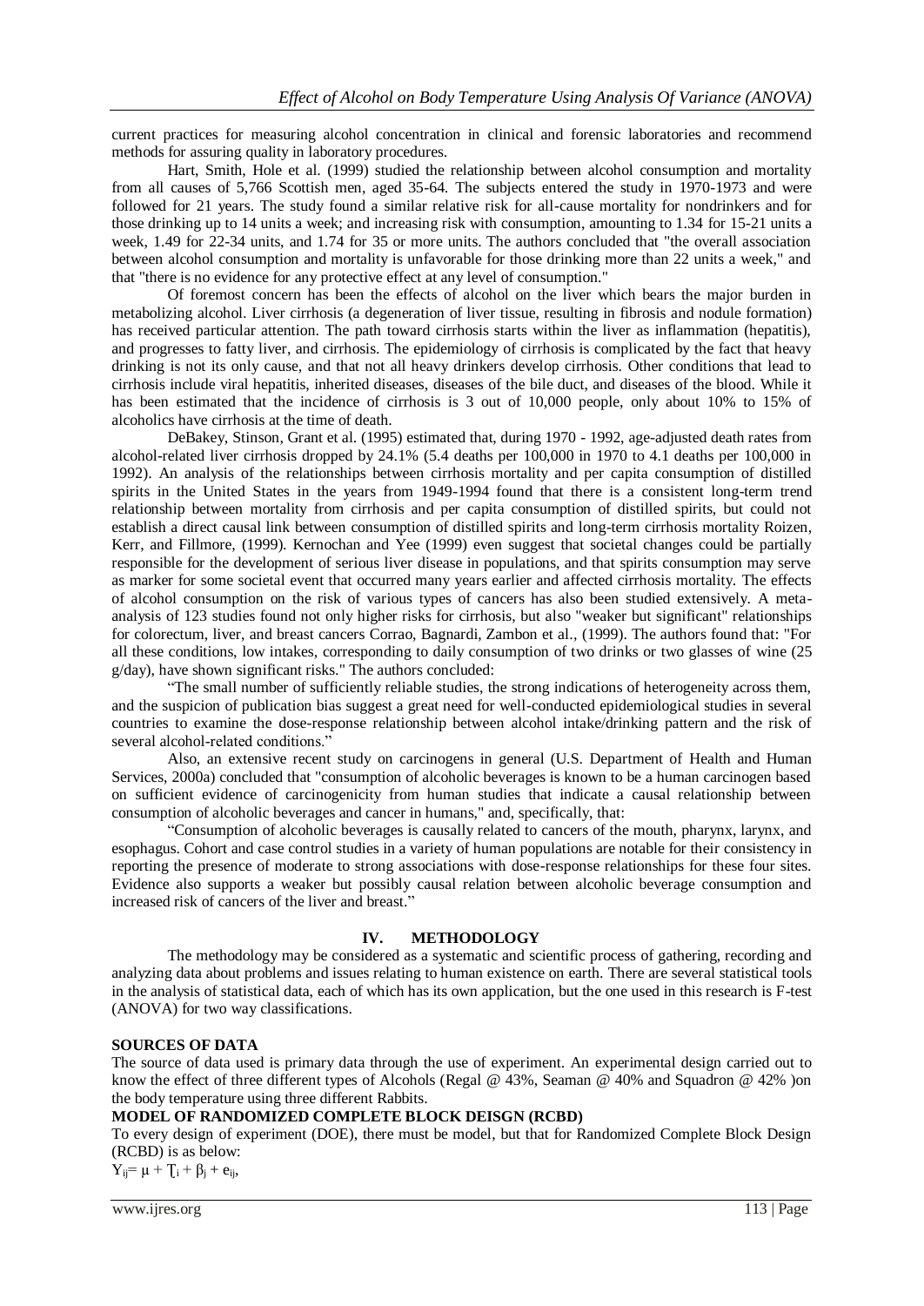current practices for measuring alcohol concentration in clinical and forensic laboratories and recommend methods for assuring quality in laboratory procedures.

Hart, Smith, Hole et al. (1999) studied the relationship between alcohol consumption and mortality from all causes of 5,766 Scottish men, aged 35-64. The subjects entered the study in 1970-1973 and were followed for 21 years. The study found a similar relative risk for all-cause mortality for nondrinkers and for those drinking up to 14 units a week; and increasing risk with consumption, amounting to 1.34 for 15-21 units a week, 1.49 for 22-34 units, and 1.74 for 35 or more units. The authors concluded that "the overall association between alcohol consumption and mortality is unfavorable for those drinking more than 22 units a week," and that "there is no evidence for any protective effect at any level of consumption."

Of foremost concern has been the effects of alcohol on the liver which bears the major burden in metabolizing alcohol. Liver cirrhosis (a degeneration of liver tissue, resulting in fibrosis and nodule formation) has received particular attention. The path toward cirrhosis starts within the liver as inflammation (hepatitis), and progresses to fatty liver, and cirrhosis. The epidemiology of cirrhosis is complicated by the fact that heavy drinking is not its only cause, and that not all heavy drinkers develop cirrhosis. Other conditions that lead to cirrhosis include viral hepatitis, inherited diseases, diseases of the bile duct, and diseases of the blood. While it has been estimated that the incidence of cirrhosis is 3 out of 10,000 people, only about 10% to 15% of alcoholics have cirrhosis at the time of death.

DeBakey, Stinson, Grant et al. (1995) estimated that, during 1970 - 1992, age-adjusted death rates from alcohol-related liver cirrhosis dropped by 24.1% (5.4 deaths per 100,000 in 1970 to 4.1 deaths per 100,000 in 1992). An analysis of the relationships between cirrhosis mortality and per capita consumption of distilled spirits in the United States in the years from 1949-1994 found that there is a consistent long-term trend relationship between mortality from cirrhosis and per capita consumption of distilled spirits, but could not establish a direct causal link between consumption of distilled spirits and long-term cirrhosis mortality Roizen, Kerr, and Fillmore, (1999). Kernochan and Yee (1999) even suggest that societal changes could be partially responsible for the development of serious liver disease in populations, and that spirits consumption may serve as marker for some societal event that occurred many years earlier and affected cirrhosis mortality. The effects of alcohol consumption on the risk of various types of cancers has also been studied extensively. A meta-analysis of 123 studies found not only higher risks for cirrhosis, but also "weaker but significant" relationships for colorectum, liver, and breast cancers Corrao, Bagnardi, Zambon et al., (1999). The authors found that: "For all these conditions, low intakes, corresponding to daily consumption of two drinks or two glasses of wine (25 g/day), have shown significant risks." The authors concluded:

"The small number of sufficiently reliable studies, the strong indications of heterogeneity across them, and the suspicion of publication bias suggest a great need for well-conducted epidemiological studies in several countries to examine the dose-response relationship between alcohol intake/drinking pattern and the risk of several alcohol-related conditions."

Also, an extensive recent study on carcinogens in general (U.S. Department of Health and Human Services, 2000a) concluded that "consumption of alcoholic beverages is known to be a human carcinogen based on sufficient evidence of carcinogenicity from human studies that indicate a causal relationship between consumption of alcoholic beverages and cancer in humans," and, specifically, that:

"Consumption of alcoholic beverages is causally related to cancers of the mouth, pharynx, larynx, and esophagus. Cohort and case control studies in a variety of human populations are notable for their consistency in reporting the presence of moderate to strong associations with dose-response relationships for these four sites. Evidence also supports a weaker but possibly causal relation between alcoholic beverage consumption and increased risk of cancers of the liver and breast."

## IV. METHODOLOGY

The methodology may be considered as a systematic and scientific process of gathering, recording and analyzing data about problems and issues relating to human existence on earth. There are several statistical tools in the analysis of statistical data, each of which has its own application, but the one used in this research is F-test (ANOVA) for two way classifications.

**SOURCES OF DATA**

The source of data used is primary data through the use of experiment. An experimental design carried out to know the effect of three different types of Alcohols (Regal @ 43%, Seaman @ 40% and Squadron @ 42% )on the body temperature using three different Rabbits.

**MODEL OF RANDOMIZED COMPLETE BLOCK DEISGN (RCBD)**

To every design of experiment (DOE), there must be model, but that for Randomized Complete Block Design (RCBD) is as below:

$Y_{ij} = \mu + \tau_i + \beta_j + e_{ij},$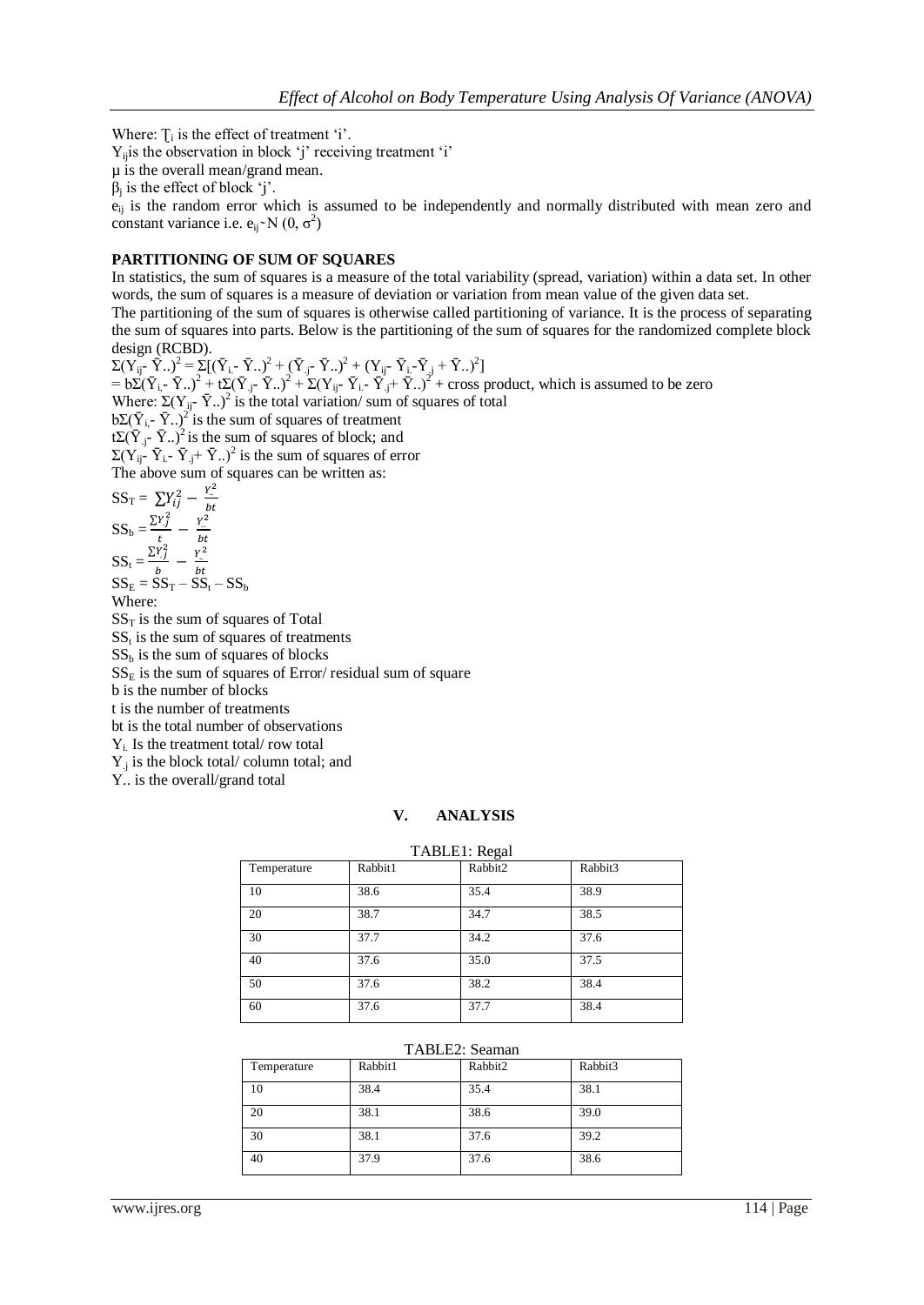Where: $\tau_i$ is the effect of treatment 'i'.

$Y_{ij}$ is the observation in block 'j' receiving treatment 'i'

μ is the overall mean/grand mean.

$\beta_j$ is the effect of block 'j'.

$e_{ij}$ is the random error which is assumed to be independently and normally distributed with mean zero and constant variance i.e. $e_{ij} \sim N(0, \sigma^2)$

**PARTITIONING OF SUM OF SQUARES**

In statistics, the sum of squares is a measure of the total variability (spread, variation) within a data set. In other words, the sum of squares is a measure of deviation or variation from mean value of the given data set.

The partitioning of the sum of squares is otherwise called partitioning of variance. It is the process of separating the sum of squares into parts. Below is the partitioning of the sum of squares for the randomized complete block design (RCBD).

$\Sigma(Y_{ij} - \bar{Y}_{..})^2 = \Sigma[(\bar{Y}_{i.} - \bar{Y}_{..})^2 + (\bar{Y}_{.j} - \bar{Y}_{..})^2 + (Y_{ij} - \bar{Y}_{i.} - \bar{Y}_{.j} + \bar{Y}_{..})^2]$

$= b\Sigma(\bar{Y}_{i.} - \bar{Y}_{..})^2 + t\Sigma(\bar{Y}_{.j} - \bar{Y}_{..})^2 + \Sigma(Y_{ij} - \bar{Y}_{i.} - \bar{Y}_{.j} + \bar{Y}_{..})^2$ + cross product, which is assumed to be zero

Where: $\Sigma(Y_{ij} - \bar{Y}_{..})^2$ is the total variation/ sum of squares of total

$b\Sigma(\bar{Y}_{i.} - \bar{Y}_{..})^2$ is the sum of squares of treatment

$t\Sigma(\bar{Y}_{.j} - \bar{Y}_{..})^2$ is the sum of squares of block; and

$\Sigma(Y_{ij} - \bar{Y}_{i.} - \bar{Y}_{.j} + \bar{Y}_{..})^2$ is the sum of squares of error

The above sum of squares can be written as:

$SS_T = \sum Y_{ij}^2 - \frac{Y_{..}^2}{bt}$

$SS_b = \frac{\Sigma Y_{.j}^2}{t} - \frac{Y_{..}^2}{bt}$

$SS_t = \frac{\Sigma Y_{.j}^2}{b} - \frac{Y_{..}^2}{bt}$

$SS_E = SS_T - SS_t - SS_b$

Where:

$SS_T$ is the sum of squares of Total

$SS_t$ is the sum of squares of treatments

$SS_b$ is the sum of squares of blocks

$SS_E$ is the sum of squares of Error/ residual sum of square

b is the number of blocks

t is the number of treatments

bt is the total number of observations

$Y_{i.}$ Is the treatment total/ row total

$Y_{.j}$ is the block total/ column total; and

$Y_{..}$ is the overall/grand total

## V. ANALYSIS

TABLE1: Regal

| Temperature | Rabbit1 | Rabbit2 | Rabbit3 |
|---|---|---|---|
| 10 | 38.6 | 35.4 | 38.9 |
| 20 | 38.7 | 34.7 | 38.5 |
| 30 | 37.7 | 34.2 | 37.6 |
| 40 | 37.6 | 35.0 | 37.5 |
| 50 | 37.6 | 38.2 | 38.4 |
| 60 | 37.6 | 37.7 | 38.4 |

TABLE2: Seaman

| Temperature | Rabbit1 | Rabbit2 | Rabbit3 |
|---|---|---|---|
| 10 | 38.4 | 35.4 | 38.1 |
| 20 | 38.1 | 38.6 | 39.0 |
| 30 | 38.1 | 37.6 | 39.2 |
| 40 | 37.9 | 37.6 | 38.6 |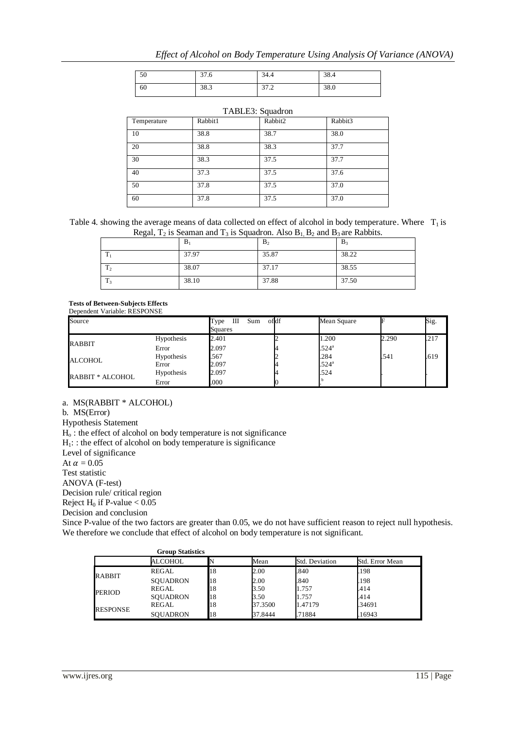| 50 | 37.6 | 34.4 | 38.4 |
|---|---|---|---|
| 60 | 38.3 | 37.2 | 38.0 |

TABLE3: Squadron

| Temperature | Rabbit1 | Rabbit2 | Rabbit3 |
|---|---|---|---|
| 10 | 38.8 | 38.7 | 38.0 |
| 20 | 38.8 | 38.3 | 37.7 |
| 30 | 38.3 | 37.5 | 37.7 |
| 40 | 37.3 | 37.5 | 37.6 |
| 50 | 37.8 | 37.5 | 37.0 |
| 60 | 37.8 | 37.5 | 37.0 |

Table 4. showing the average means of data collected on effect of alcohol in body temperature. Where $T_1$ is Regal, $T_2$ is Seaman and $T_3$ is Squadron. Also $B_1$, $B_2$ and $B_3$ are Rabbits.

| | $B_1$ | $B_2$ | $B_3$ |
|---|---|---|---|
| $T_1$ | 37.97 | 35.87 | 38.22 |
| $T_2$ | 38.07 | 37.17 | 38.55 |
| $T_3$ | 38.10 | 37.88 | 37.50 |

**Tests of Between-Subjects Effects**

Dependent Variable: RESPONSE

| Source | | Type III Sum of Squares | df | Mean Square | F | Sig. |
|---|---|---|---|---|---|---|
| RABBIT | Hypothesis | 2.401 | 2 | 1.200 | 2.290 | .217 |
| | Error | 2.097 | 4 | .524[a] | | |
| ALCOHOL | Hypothesis | .567 | 2 | .284 | .541 | .619 |
| | Error | 2.097 | 4 | .524[a] | | |
| RABBIT * ALCOHOL | Hypothesis | 2.097 | 4 | .524 | . | . |
| | Error | .000 | 0 | .[b] | | |

a. MS(RABBIT * ALCOHOL)

b. MS(Error)

Hypothesis Statement

$H_o$ : the effect of alcohol on body temperature is not significance

$H_1$: : the effect of alcohol on body temperature is significance

Level of significance

At $\alpha = 0.05$

Test statistic

ANOVA (F-test)

Decision rule/ critical region

Reject $H_0$ if P-value < 0.05

Decision and conclusion

Since P-value of the two factors are greater than 0.05, we do not have sufficient reason to reject null hypothesis. We therefore we conclude that effect of alcohol on body temperature is not significant.

**Group Statistics**

| | ALCOHOL | N | Mean | Std. Deviation | Std. Error Mean |
|---|---|---|---|---|---|
| RABBIT | REGAL | 18 | 2.00 | .840 | .198 |
| | SQUADRON | 18 | 2.00 | .840 | .198 |
| PERIOD | REGAL | 18 | 3.50 | 1.757 | .414 |
| | SQUADRON | 18 | 3.50 | 1.757 | .414 |
| RESPONSE | REGAL | 18 | 37.3500 | 1.47179 | .34691 |
| | SQUADRON | 18 | 37.8444 | .71884 | .16943 |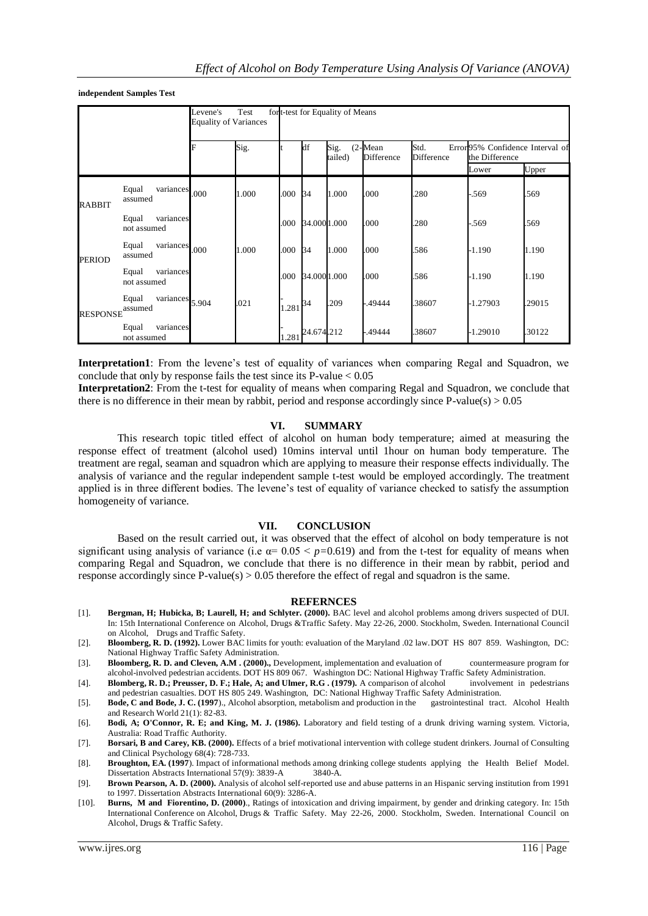**independent Samples Test**

| | | Levene's Test for Equality of Variances | | t-test for Equality of Means | | | | | | |
|---|---|---|---|---|---|---|---|---|---|---|
| | | F | Sig. | t | df | Sig. (2-tailed) | Mean Difference | Std. Error Difference | 95% Confidence Interval of the Difference | |
| | | | | | | | | | Lower | Upper |
| RABBIT | Equal variances assumed | .000 | 1.000 | .000 | 34 | 1.000 | .000 | .280 | -.569 | .569 |
| | Equal variances not assumed | | | .000 | 34.000 | 1.000 | .000 | .280 | -.569 | .569 |
| PERIOD | Equal variances assumed | .000 | 1.000 | .000 | 34 | 1.000 | .000 | .586 | -1.190 | 1.190 |
| | Equal variances not assumed | | | .000 | 34.000 | 1.000 | .000 | .586 | -1.190 | 1.190 |
| RESPONSE | Equal variances assumed | 5.904 | .021 | -1.281 | 34 | .209 | -.49444 | .38607 | -1.27903 | .29015 |
| | Equal variances not assumed | | | -1.281 | 24.674 | .212 | -.49444 | .38607 | -1.29010 | .30122 |

**Interpretation1**: From the levene's test of equality of variances when comparing Regal and Squadron, we conclude that only by response fails the test since its P-value < 0.05

**Interpretation2**: From the t-test for equality of means when comparing Regal and Squadron, we conclude that there is no difference in their mean by rabbit, period and response accordingly since P-value(s) > 0.05

## VI. SUMMARY

This research topic titled effect of alcohol on human body temperature; aimed at measuring the response effect of treatment (alcohol used) 10mins interval until 1hour on human body temperature. The treatment are regal, seaman and squadron which are applying to measure their response effects individually. The analysis of variance and the regular independent sample t-test would be employed accordingly. The treatment applied is in three different bodies. The levene's test of equality of variance checked to satisfy the assumption homogeneity of variance.

## VII. CONCLUSION

Based on the result carried out, it was observed that the effect of alcohol on body temperature is not significant using analysis of variance (i.e $\alpha = 0.05 < p=0.619$) and from the t-test for equality of means when comparing Regal and Squadron, we conclude that there is no difference in their mean by rabbit, period and response accordingly since P-value(s) > 0.05 therefore the effect of regal and squadron is the same.

## REFERNCES

[1]. **Bergman, H; Hubicka, B; Laurell, H; and Schlyter. (2000).** BAC level and alcohol problems among drivers suspected of DUI. In: 15th International Conference on Alcohol, Drugs &Traffic Safety. May 22-26, 2000. Stockholm, Sweden. International Council on Alcohol, Drugs and Traffic Safety.

[2]. **Bloomberg, R. D. (1992).** Lower BAC limits for youth: evaluation of the Maryland .02 law. DOT HS 807 859. Washington, DC: National Highway Traffic Safety Administration.

[3]. **Bloomberg, R. D. and Cleven, A.M . (2000).,** Development, implementation and evaluation of countermeasure program for alcohol-involved pedestrian accidents. DOT HS 809 067. Washington DC: National Highway Traffic Safety Administration.

[4]. **Blomberg, R. D.; Preusser, D. F.; Hale, A; and Ulmer, R.G . (1979).** A comparison of alcohol involvement in pedestrians and pedestrian casualties. DOT HS 805 249. Washington, DC: National Highway Traffic Safety Administration.

[5]. **Bode, C and Bode, J. C. (1997**)., Alcohol absorption, metabolism and production in the gastrointestinal tract. Alcohol Health and Research World 21(1): 82-83.

[6]. **Bodi, A; O'Connor, R. E; and King, M. J. (1986).** Laboratory and field testing of a drunk driving warning system. Victoria, Australia: Road Traffic Authority.

[7]. **Borsari, B and Carey, KB. (2000).** Effects of a brief motivational intervention with college student drinkers. Journal of Consulting and Clinical Psychology 68(4): 728-733.

[8]. **Broughton, EA. (1997**). Impact of informational methods among drinking college students applying the Health Belief Model. Dissertation Abstracts International 57(9): 3839-A 3840-A.

[9]. **Brown Pearson, A. D. (2000).** Analysis of alcohol self-reported use and abuse patterns in an Hispanic serving institution from 1991 to 1997. Dissertation Abstracts International 60(9): 3286-A.

[10]. **Burns, M and Fiorentino, D. (2000)**., Ratings of intoxication and driving impairment, by gender and drinking category. In: 15th International Conference on Alcohol, Drugs & Traffic Safety. May 22-26, 2000. Stockholm, Sweden. International Council on Alcohol, Drugs & Traffic Safety.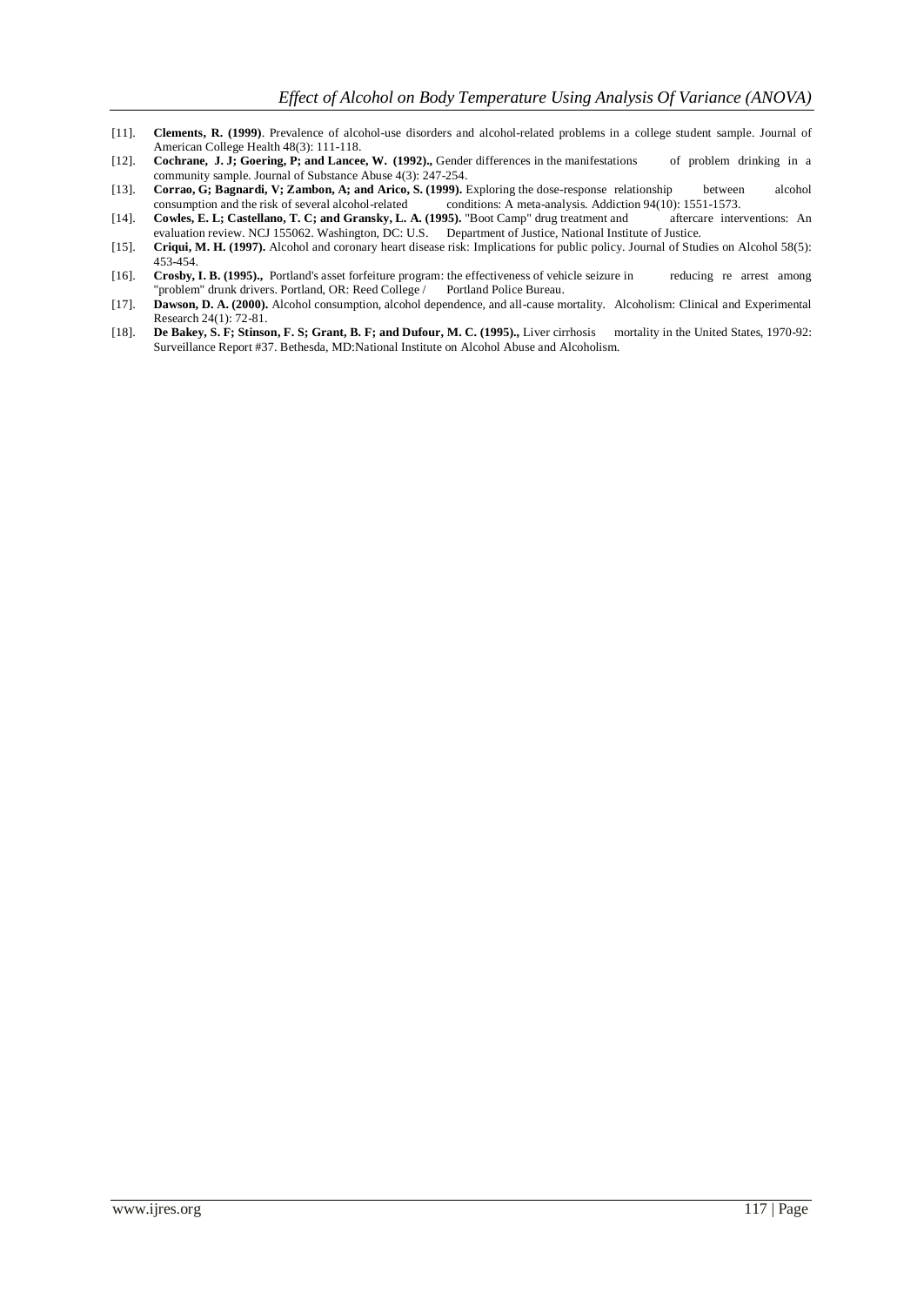[11]. **Clements, R. (1999)**. Prevalence of alcohol-use disorders and alcohol-related problems in a college student sample. Journal of American College Health 48(3): 111-118.

[12]. **Cochrane, J. J; Goering, P; and Lancee, W. (1992).,** Gender differences in the manifestations of problem drinking in a community sample. Journal of Substance Abuse 4(3): 247-254.

[13]. **Corrao, G; Bagnardi, V; Zambon, A; and Arico, S. (1999).** Exploring the dose-response relationship between alcohol consumption and the risk of several alcohol-related conditions: A meta-analysis. Addiction 94(10): 1551-1573.

[14]. **Cowles, E. L; Castellano, T. C; and Gransky, L. A. (1995).** "Boot Camp" drug treatment and aftercare interventions: An evaluation review. NCJ 155062. Washington, DC: U.S. Department of Justice, National Institute of Justice.

[15]. **Criqui, M. H. (1997).** Alcohol and coronary heart disease risk: Implications for public policy. Journal of Studies on Alcohol 58(5): 453-454.

[16]. **Crosby, I. B. (1995).,** Portland's asset forfeiture program: the effectiveness of vehicle seizure in reducing re arrest among "problem" drunk drivers. Portland, OR: Reed College / Portland Police Bureau.

[17]. **Dawson, D. A. (2000).** Alcohol consumption, alcohol dependence, and all-cause mortality. Alcoholism: Clinical and Experimental Research 24(1): 72-81.

[18]. **De Bakey, S. F; Stinson, F. S; Grant, B. F; and Dufour, M. C. (1995).,** Liver cirrhosis mortality in the United States, 1970-92: Surveillance Report #37. Bethesda, MD:National Institute on Alcohol Abuse and Alcoholism.